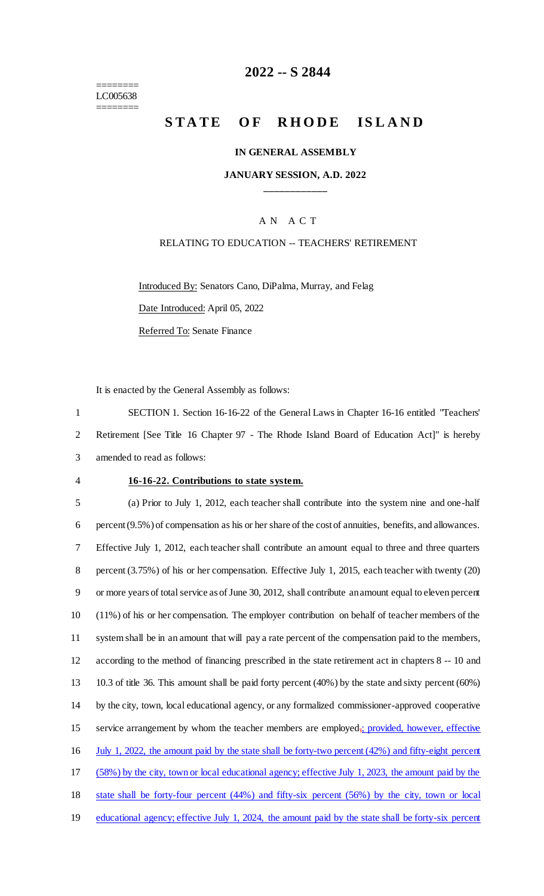========
LC005638
========

# 2022 -- S 2844

## STATE OF RHODE ISLAND

### IN GENERAL ASSEMBLY

### JANUARY SESSION, A.D. 2022

____________

A N A C T

RELATING TO EDUCATION -- TEACHERS' RETIREMENT

Introduced By: Senators Cano, DiPalma, Murray, and Felag

Date Introduced: April 05, 2022

Referred To: Senate Finance

It is enacted by the General Assembly as follows:

SECTION 1. Section 16-16-22 of the General Laws in Chapter 16-16 entitled "Teachers' Retirement [See Title 16 Chapter 97 - The Rhode Island Board of Education Act]" is hereby amended to read as follows:

**16-16-22. Contributions to state system.**

(a) Prior to July 1, 2012, each teacher shall contribute into the system nine and one-half percent (9.5%) of compensation as his or her share of the cost of annuities, benefits, and allowances. Effective July 1, 2012, each teacher shall contribute an amount equal to three and three quarters percent (3.75%) of his or her compensation. Effective July 1, 2015, each teacher with twenty (20) or more years of total service as of June 30, 2012, shall contribute an amount equal to eleven percent (11%) of his or her compensation. The employer contribution on behalf of teacher members of the system shall be in an amount that will pay a rate percent of the compensation paid to the members, according to the method of financing prescribed in the state retirement act in chapters 8 -- 10 and 10.3 of title 36. This amount shall be paid forty percent (40%) by the state and sixty percent (60%) by the city, town, local educational agency, or any formalized commissioner-approved cooperative service arrangement by whom the teacher members are employed~~.~~; provided, however, effective July 1, 2022, the amount paid by the state shall be forty-two percent (42%) and fifty-eight percent (58%) by the city, town or local educational agency; effective July 1, 2023, the amount paid by the state shall be forty-four percent (44%) and fifty-six percent (56%) by the city, town or local educational agency; effective July 1, 2024, the amount paid by the state shall be forty-six percent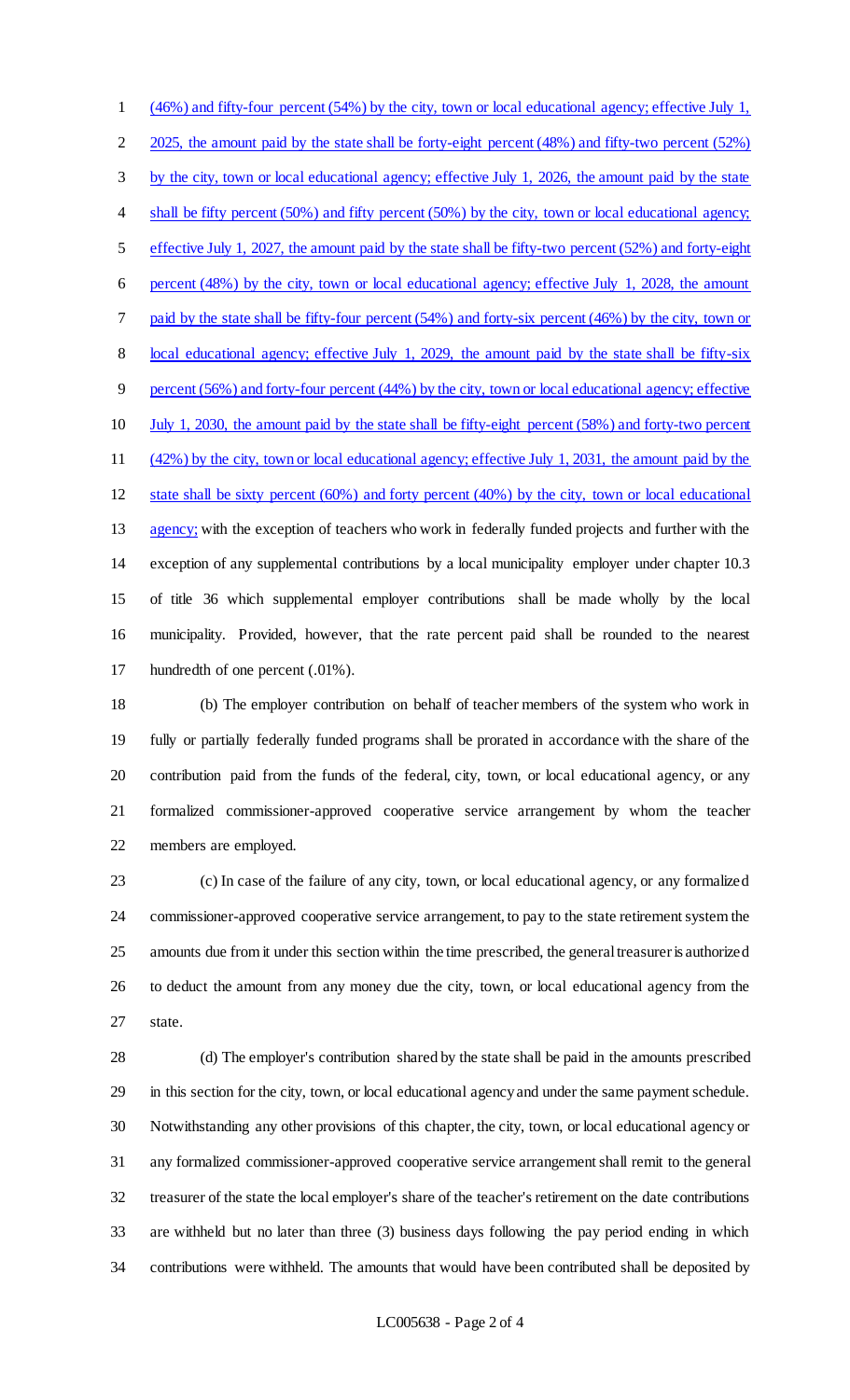(46%) and fifty-four percent (54%) by the city, town or local educational agency; effective July 1, 2025, the amount paid by the state shall be forty-eight percent (48%) and fifty-two percent (52%) by the city, town or local educational agency; effective July 1, 2026, the amount paid by the state shall be fifty percent (50%) and fifty percent (50%) by the city, town or local educational agency; effective July 1, 2027, the amount paid by the state shall be fifty-two percent (52%) and forty-eight percent (48%) by the city, town or local educational agency; effective July 1, 2028, the amount paid by the state shall be fifty-four percent (54%) and forty-six percent (46%) by the city, town or local educational agency; effective July 1, 2029, the amount paid by the state shall be fifty-six percent (56%) and forty-four percent (44%) by the city, town or local educational agency; effective July 1, 2030, the amount paid by the state shall be fifty-eight percent (58%) and forty-two percent (42%) by the city, town or local educational agency; effective July 1, 2031, the amount paid by the state shall be sixty percent (60%) and forty percent (40%) by the city, town or local educational agency; with the exception of teachers who work in federally funded projects and further with the exception of any supplemental contributions by a local municipality employer under chapter 10.3 of title 36 which supplemental employer contributions shall be made wholly by the local municipality. Provided, however, that the rate percent paid shall be rounded to the nearest hundredth of one percent (.01%).

(b) The employer contribution on behalf of teacher members of the system who work in fully or partially federally funded programs shall be prorated in accordance with the share of the contribution paid from the funds of the federal, city, town, or local educational agency, or any formalized commissioner-approved cooperative service arrangement by whom the teacher members are employed.

(c) In case of the failure of any city, town, or local educational agency, or any formalized commissioner-approved cooperative service arrangement, to pay to the state retirement system the amounts due from it under this section within the time prescribed, the general treasurer is authorized to deduct the amount from any money due the city, town, or local educational agency from the state.

(d) The employer's contribution shared by the state shall be paid in the amounts prescribed in this section for the city, town, or local educational agency and under the same payment schedule. Notwithstanding any other provisions of this chapter, the city, town, or local educational agency or any formalized commissioner-approved cooperative service arrangement shall remit to the general treasurer of the state the local employer's share of the teacher's retirement on the date contributions are withheld but no later than three (3) business days following the pay period ending in which contributions were withheld. The amounts that would have been contributed shall be deposited by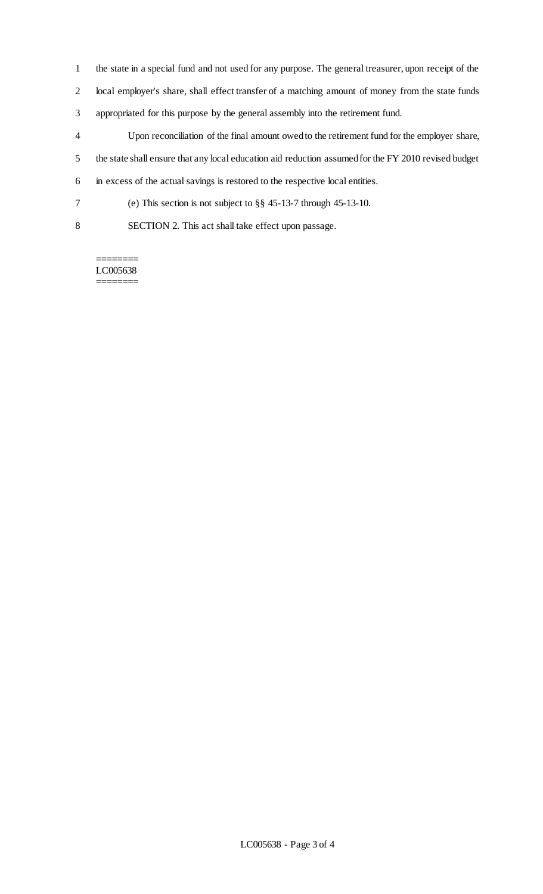the state in a special fund and not used for any purpose. The general treasurer, upon receipt of the local employer's share, shall effect transfer of a matching amount of money from the state funds appropriated for this purpose by the general assembly into the retirement fund.

Upon reconciliation of the final amount owed to the retirement fund for the employer share, the state shall ensure that any local education aid reduction assumed for the FY 2010 revised budget in excess of the actual savings is restored to the respective local entities.

(e) This section is not subject to §§ 45-13-7 through 45-13-10.

SECTION 2. This act shall take effect upon passage.

========
LC005638
========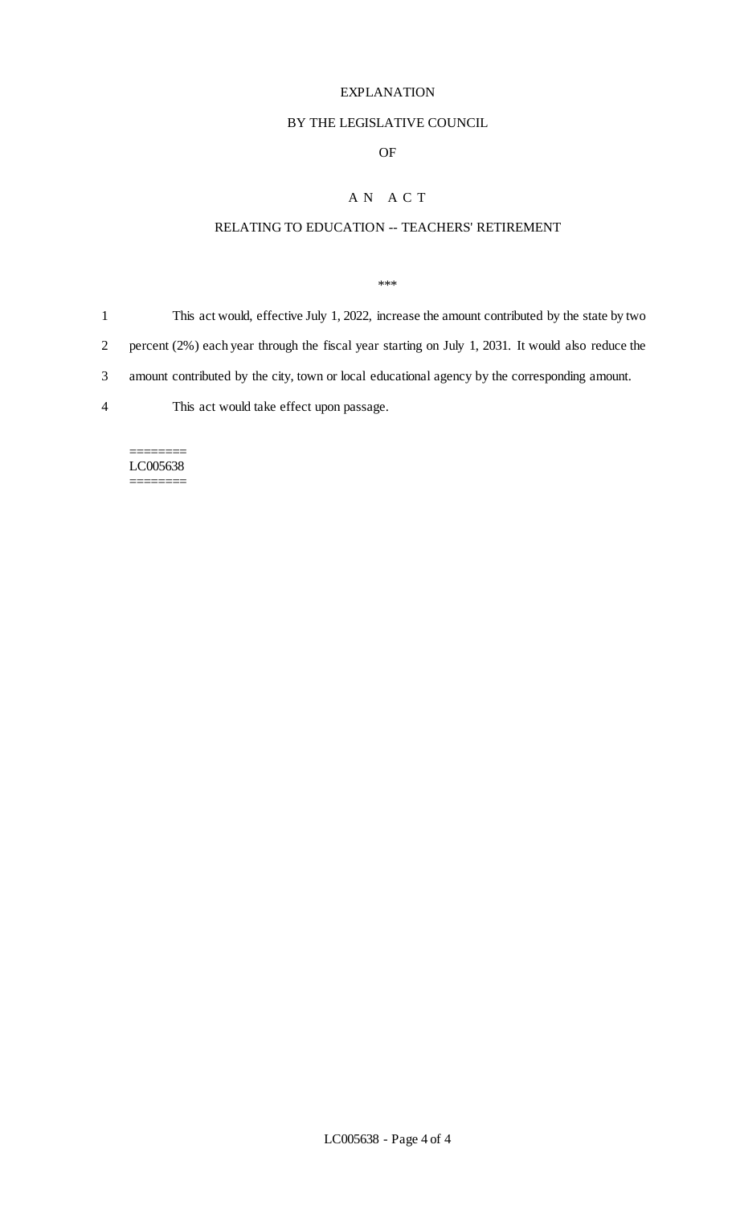EXPLANATION

BY THE LEGISLATIVE COUNCIL

OF

A N A C T

RELATING TO EDUCATION -- TEACHERS' RETIREMENT

\*\*\*

This act would, effective July 1, 2022, increase the amount contributed by the state by two percent (2%) each year through the fiscal year starting on July 1, 2031. It would also reduce the amount contributed by the city, town or local educational agency by the corresponding amount.

This act would take effect upon passage.

========
LC005638
========